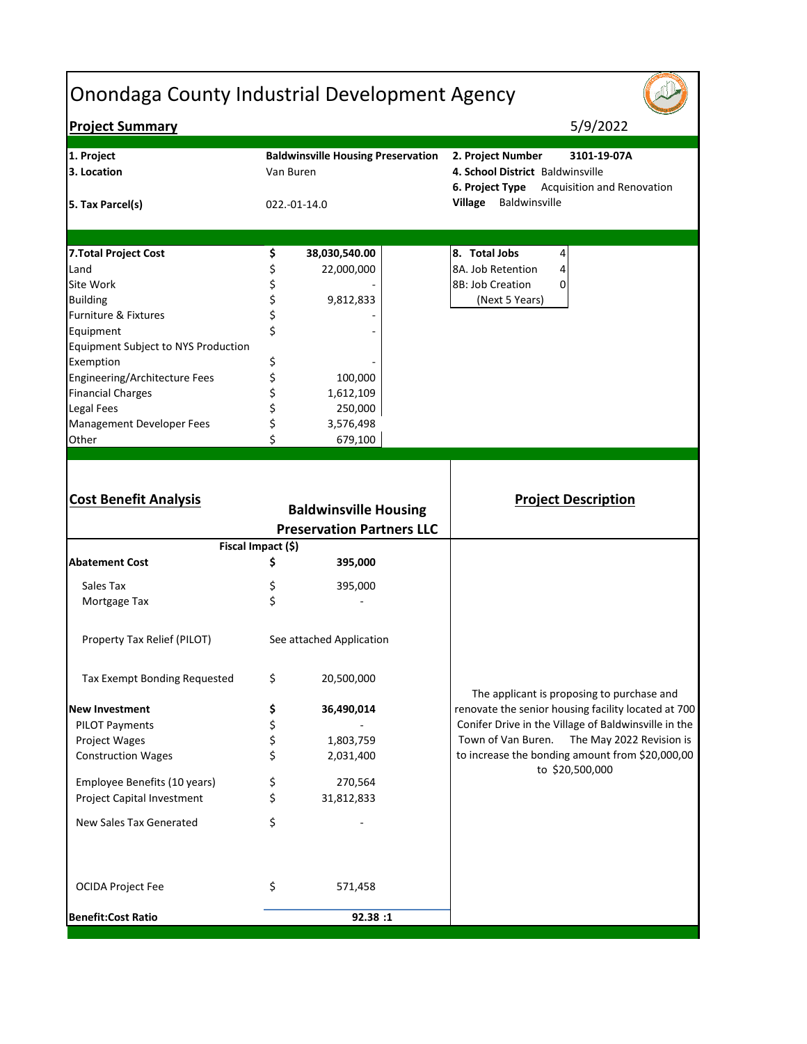# Onondaga County Industrial Development Agency

**Project Summary** 5/9/2022

| | | | |
|---|---|---|---|
| **1. Project** | **Baldwinsville Housing Preservation** | **2. Project Number** | **3101-19-07A** |
| **3. Location** | Van Buren | **4. School District** | Baldwinsville |
| | | **6. Project Type** | Acquisition and Renovation |
| **5. Tax Parcel(s)** | 022.-01-14.0 | **Village** | Baldwinsville |

| | | |
|---|---|---|
| **7.Total Project Cost** | **$** | **38,030,540.00** |
| Land | $ | 22,000,000 |
| Site Work | $ | - |
| Building | $ | 9,812,833 |
| Furniture & Fixtures | $ | - |
| Equipment | $ | - |
| Equipment Subject to NYS Production Exemption | $ | - |
| Engineering/Architecture Fees | $ | 100,000 |
| Financial Charges | $ | 1,612,109 |
| Legal Fees | $ | 250,000 |
| Management Developer Fees | $ | 3,576,498 |
| Other | $ | 679,100 |

| | |
|---|---|
| **8. Total Jobs** | 4 |
| 8A. Job Retention | 4 |
| 8B: Job Creation (Next 5 Years) | 0 |

## Cost Benefit Analysis

**Baldwinsville Housing Preservation Partners LLC**

| | Fiscal Impact ($) | |
|---|---|---|
| **Abatement Cost** | **$** | **395,000** |
| Sales Tax | $ | 395,000 |
| Mortgage Tax | $ | - |
| Property Tax Relief (PILOT) | See attached Application | |
| Tax Exempt Bonding Requested | $ | 20,500,000 |
| **New Investment** | **$** | **36,490,014** |
| PILOT Payments | $ | - |
| Project Wages | $ | 1,803,759 |
| Construction Wages | $ | 2,031,400 |
| Employee Benefits (10 years) | $ | 270,564 |
| Project Capital Investment | $ | 31,812,833 |
| New Sales Tax Generated | $ | - |
| OCIDA Project Fee | $ | 571,458 |
| **Benefit:Cost Ratio** | | **92.38 :1** |

## Project Description

The applicant is proposing to purchase and renovate the senior housing facility located at 700 Conifer Drive in the Village of Baldwinsville in the Town of Van Buren. The May 2022 Revision is to increase the bonding amount from $20,000,00 to $20,500,000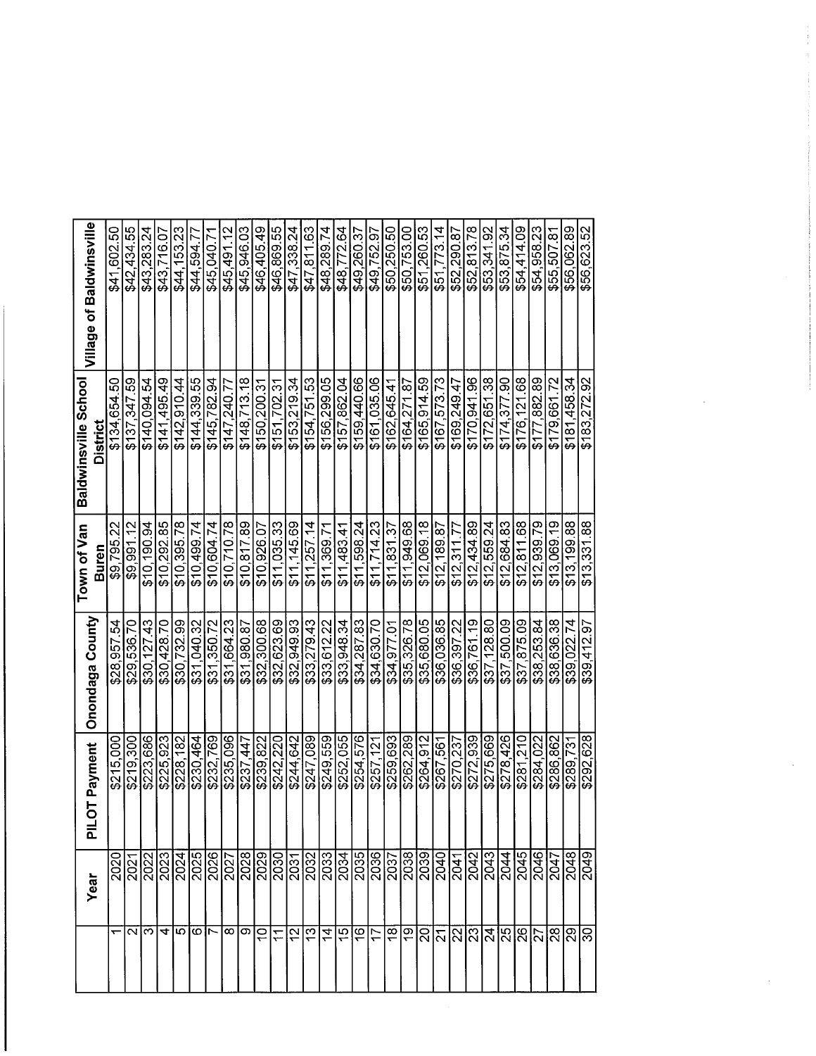| | Year | PILOT Payment | Onondaga County | Town of Van Buren | Baldwinsville School District | Village of Baldwinsville |
|---|---|---|---|---|---|---|
| 1 | 2020 | $215,000 | $28,957.54 | $9,795.22 | $134,654.50 | $41,602.50 |
| 2 | 2021 | $219,300 | $29,536.70 | $9,991.12 | $137,347.59 | $42,434.55 |
| 3 | 2022 | $223,686 | $30,127.43 | $10,190.94 | $140,094.54 | $43,283.24 |
| 4 | 2023 | $225,923 | $30,428.70 | $10,292.85 | $141,495.49 | $43,716.07 |
| 5 | 2024 | $228,182 | $30,732.99 | $10,395.78 | $142,910.44 | $44,153.23 |
| 6 | 2025 | $230,464 | $31,040.32 | $10,499.74 | $144,339.55 | $44,594.77 |
| 7 | 2026 | $232,769 | $31,350.72 | $10,604.74 | $145,782.94 | $45,040.71 |
| 8 | 2027 | $235,096 | $31,664.23 | $10,710.78 | $147,240.77 | $45,491.12 |
| 9 | 2028 | $237,447 | $31,980.87 | $10,817.89 | $148,713.18 | $45,946.03 |
| 10 | 2029 | $239,822 | $32,300.68 | $10,926.07 | $150,200.31 | $46,405.49 |
| 11 | 2030 | $242,220 | $32,623.69 | $11,035.33 | $151,702.31 | $46,869.55 |
| 12 | 2031 | $244,642 | $32,949.93 | $11,145.69 | $153,219.34 | $47,338.24 |
| 13 | 2032 | $247,089 | $33,279.43 | $11,257.14 | $154,751.53 | $47,811.63 |
| 14 | 2033 | $249,559 | $33,612.22 | $11,369.71 | $156,299.05 | $48,289.74 |
| 15 | 2034 | $252,055 | $33,948.34 | $11,483.41 | $157,862.04 | $48,772.64 |
| 16 | 2035 | $254,576 | $34,287.83 | $11,598.24 | $159,440.66 | $49,260.37 |
| 17 | 2036 | $257,121 | $34,630.70 | $11,714.23 | $161,035.06 | $49,752.97 |
| 18 | 2037 | $259,693 | $34,977.01 | $11,831.37 | $162,645.41 | $50,250.50 |
| 19 | 2038 | $262,289 | $35,326.78 | $11,949.68 | $164,271.87 | $50,753.00 |
| 20 | 2039 | $264,912 | $35,680.05 | $12,069.18 | $165,914.59 | $51,260.53 |
| 21 | 2040 | $267,561 | $36,036.85 | $12,189.87 | $167,573.73 | $51,773.14 |
| 22 | 2041 | $270,237 | $36,397.22 | $12,311.77 | $169,249.47 | $52,290.87 |
| 23 | 2042 | $272,939 | $36,761.19 | $12,434.89 | $170,941.96 | $52,813.78 |
| 24 | 2043 | $275,669 | $37,128.80 | $12,559.24 | $172,651.38 | $53,341.92 |
| 25 | 2044 | $278,426 | $37,500.09 | $12,684.83 | $174,377.90 | $53,875.34 |
| 26 | 2045 | $281,210 | $37,875.09 | $12,811.68 | $176,121.68 | $54,414.09 |
| 27 | 2046 | $284,022 | $38,253.84 | $12,939.79 | $177,882.89 | $54,958.23 |
| 28 | 2047 | $286,862 | $38,636.38 | $13,069.19 | $179,661.72 | $55,507.81 |
| 29 | 2048 | $289,731 | $39,022.74 | $13,199.88 | $181,458.34 | $56,062.89 |
| 30 | 2049 | $292,628 | $39,412.97 | $13,331.88 | $183,272.92 | $56,623.52 |